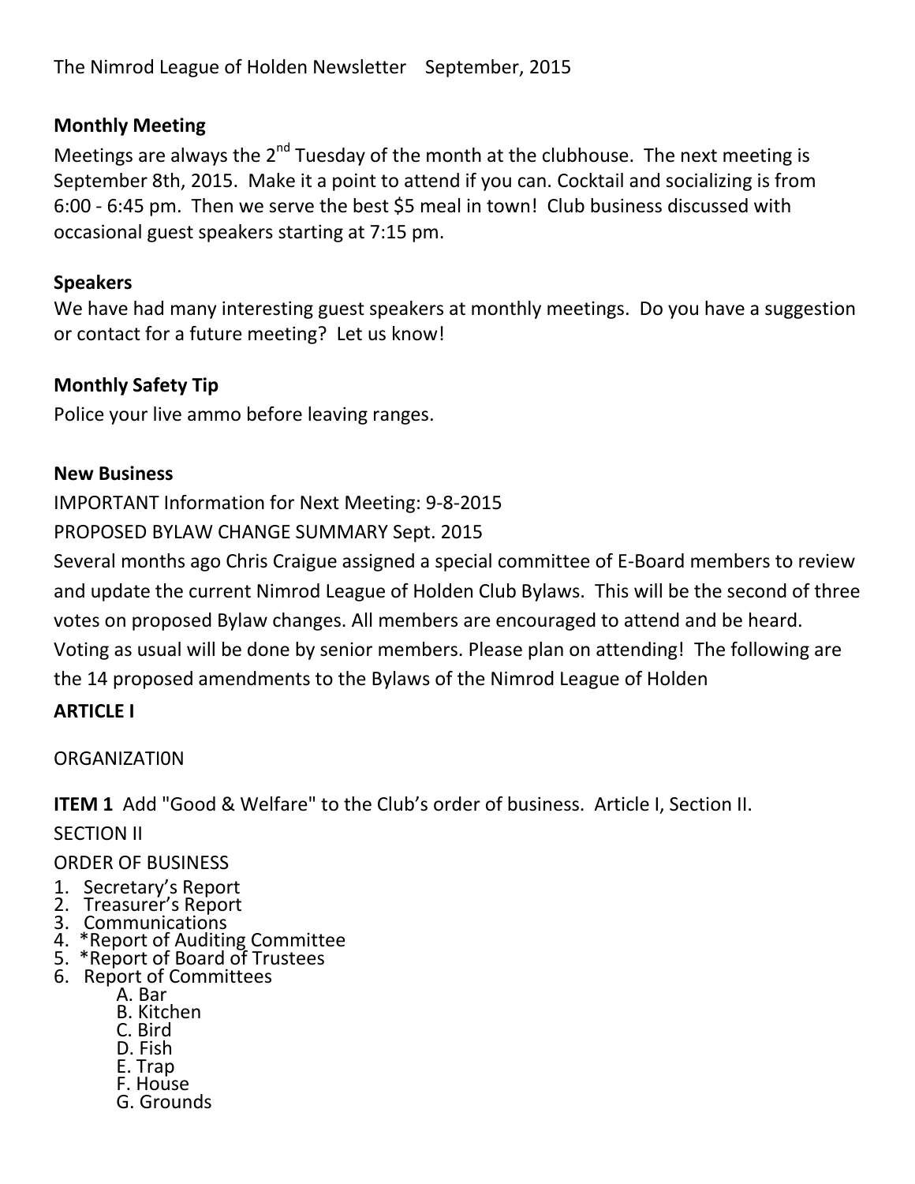The Nimrod League of Holden Newsletter September, 2015

## Monthly Meeting

Meetings are always the 2nd Tuesday of the month at the clubhouse. The next meeting is September 8th, 2015. Make it a point to attend if you can. Cocktail and socializing is from 6:00 - 6:45 pm. Then we serve the best $5 meal in town! Club business discussed with occasional guest speakers starting at 7:15 pm.

## Speakers

We have had many interesting guest speakers at monthly meetings. Do you have a suggestion or contact for a future meeting? Let us know!

## Monthly Safety Tip

Police your live ammo before leaving ranges.

## New Business

IMPORTANT Information for Next Meeting: 9-8-2015

PROPOSED BYLAW CHANGE SUMMARY Sept. 2015

Several months ago Chris Craigue assigned a special committee of E-Board members to review and update the current Nimrod League of Holden Club Bylaws. This will be the second of three votes on proposed Bylaw changes. All members are encouraged to attend and be heard. Voting as usual will be done by senior members. Please plan on attending! The following are the 14 proposed amendments to the Bylaws of the Nimrod League of Holden

**ARTICLE I**

ORGANIZATI0N

**ITEM 1** Add "Good & Welfare" to the Club's order of business. Article I, Section II.

SECTION II

ORDER OF BUSINESS

1. Secretary's Report
2. Treasurer's Report
3. Communications
4. *Report of Auditing Committee
5. *Report of Board of Trustees
6. Report of Committees
   - A. Bar
   - B. Kitchen
   - C. Bird
   - D. Fish
   - E. Trap
   - F. House
   - G. Grounds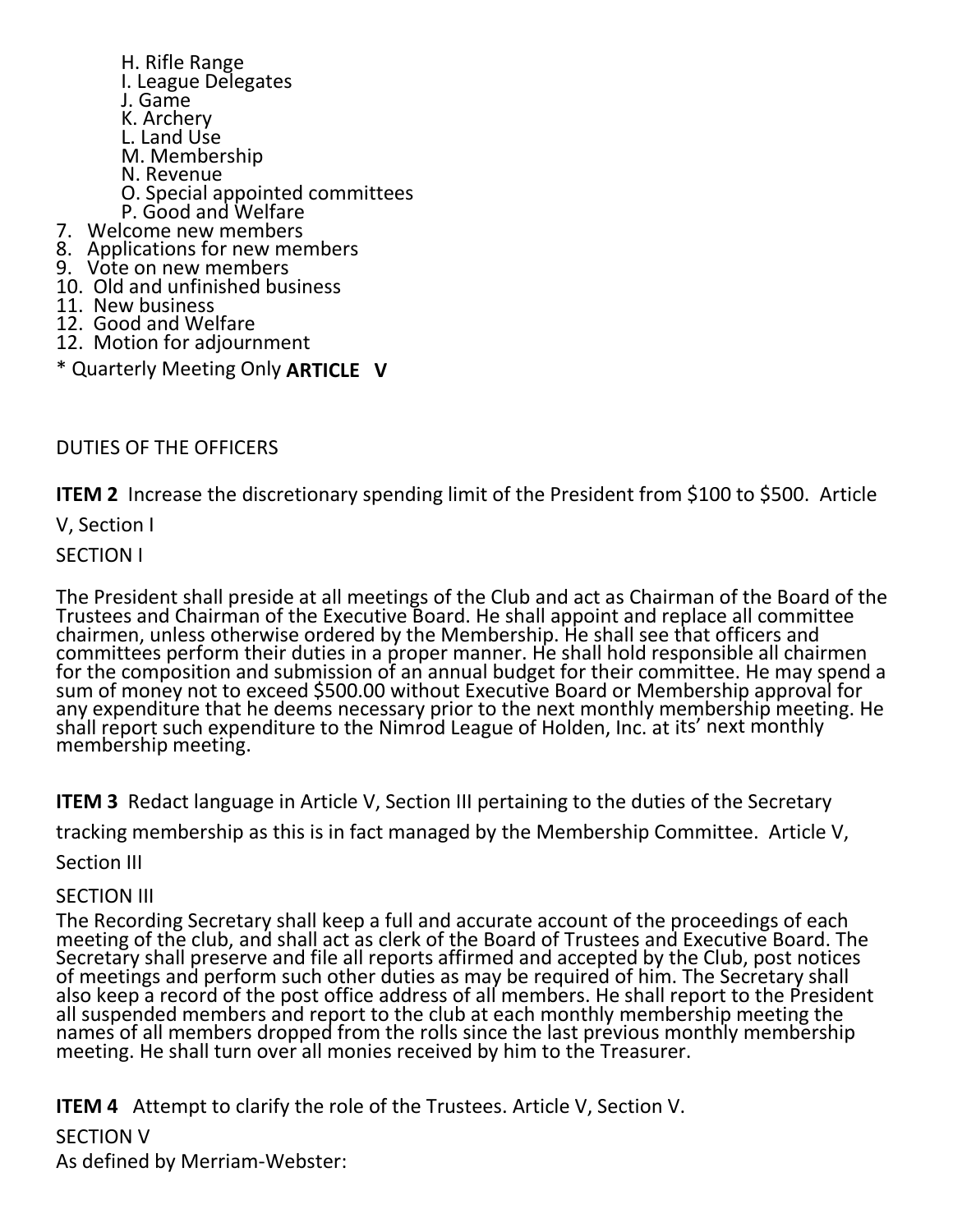H. Rifle Range
   I. League Delegates
   J. Game
   K. Archery
   L. Land Use
   M. Membership
   N. Revenue
   O. Special appointed committees
   P. Good and Welfare
7. Welcome new members
8. Applications for new members
9. Vote on new members
10. Old and unfinished business
11. New business
12. Good and Welfare
12. Motion for adjournment

* Quarterly Meeting Only **ARTICLE V**

DUTIES OF THE OFFICERS

**ITEM 2** Increase the discretionary spending limit of the President from $100 to $500. Article V, Section I

SECTION I

The President shall preside at all meetings of the Club and act as Chairman of the Board of the Trustees and Chairman of the Executive Board. He shall appoint and replace all committee chairmen, unless otherwise ordered by the Membership. He shall see that officers and committees perform their duties in a proper manner. He shall hold responsible all chairmen for the composition and submission of an annual budget for their committee. He may spend a sum of money not to exceed $500.00 without Executive Board or Membership approval for any expenditure that he deems necessary prior to the next monthly membership meeting. He shall report such expenditure to the Nimrod League of Holden, Inc. at its' next monthly membership meeting.

**ITEM 3** Redact language in Article V, Section III pertaining to the duties of the Secretary tracking membership as this is in fact managed by the Membership Committee. Article V, Section III

SECTION III

The Recording Secretary shall keep a full and accurate account of the proceedings of each meeting of the club, and shall act as clerk of the Board of Trustees and Executive Board. The Secretary shall preserve and file all reports affirmed and accepted by the Club, post notices of meetings and perform such other duties as may be required of him. The Secretary shall also keep a record of the post office address of all members. He shall report to the President all suspended members and report to the club at each monthly membership meeting the names of all members dropped from the rolls since the last previous monthly membership meeting. He shall turn over all monies received by him to the Treasurer.

**ITEM 4** Attempt to clarify the role of the Trustees. Article V, Section V.

SECTION V

As defined by Merriam-Webster: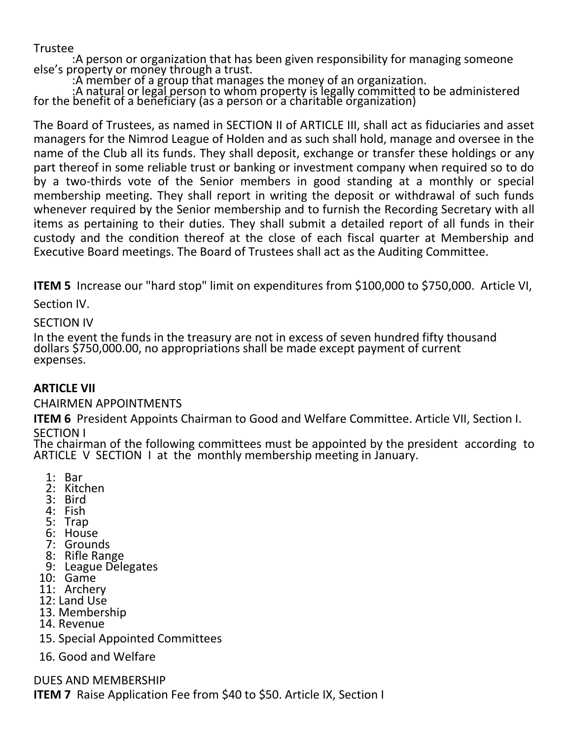Trustee

:A person or organization that has been given responsibility for managing someone else's property or money through a trust.

:A member of a group that manages the money of an organization.

:A natural or legal person to whom property is legally committed to be administered for the benefit of a beneficiary (as a person or a charitable organization)

The Board of Trustees, as named in SECTION II of ARTICLE III, shall act as fiduciaries and asset managers for the Nimrod League of Holden and as such shall hold, manage and oversee in the name of the Club all its funds. They shall deposit, exchange or transfer these holdings or any part thereof in some reliable trust or banking or investment company when required so to do by a two-thirds vote of the Senior members in good standing at a monthly or special membership meeting. They shall report in writing the deposit or withdrawal of such funds whenever required by the Senior membership and to furnish the Recording Secretary with all items as pertaining to their duties. They shall submit a detailed report of all funds in their custody and the condition thereof at the close of each fiscal quarter at Membership and Executive Board meetings. The Board of Trustees shall act as the Auditing Committee.

**ITEM 5** Increase our "hard stop" limit on expenditures from $100,000 to $750,000. Article VI, Section IV.

SECTION IV

In the event the funds in the treasury are not in excess of seven hundred fifty thousand dollars $750,000.00, no appropriations shall be made except payment of current expenses.

**ARTICLE VII**

CHAIRMEN APPOINTMENTS

**ITEM 6** President Appoints Chairman to Good and Welfare Committee. Article VII, Section I.

SECTION I

The chairman of the following committees must be appointed by the president according to ARTICLE V SECTION I at the monthly membership meeting in January.

1: Bar
2: Kitchen
3: Bird
4: Fish
5: Trap
6: House
7: Grounds
8: Rifle Range
9: League Delegates
10: Game
11: Archery
12: Land Use
13. Membership
14. Revenue
15. Special Appointed Committees
16. Good and Welfare

DUES AND MEMBERSHIP

**ITEM 7** Raise Application Fee from $40 to $50. Article IX, Section I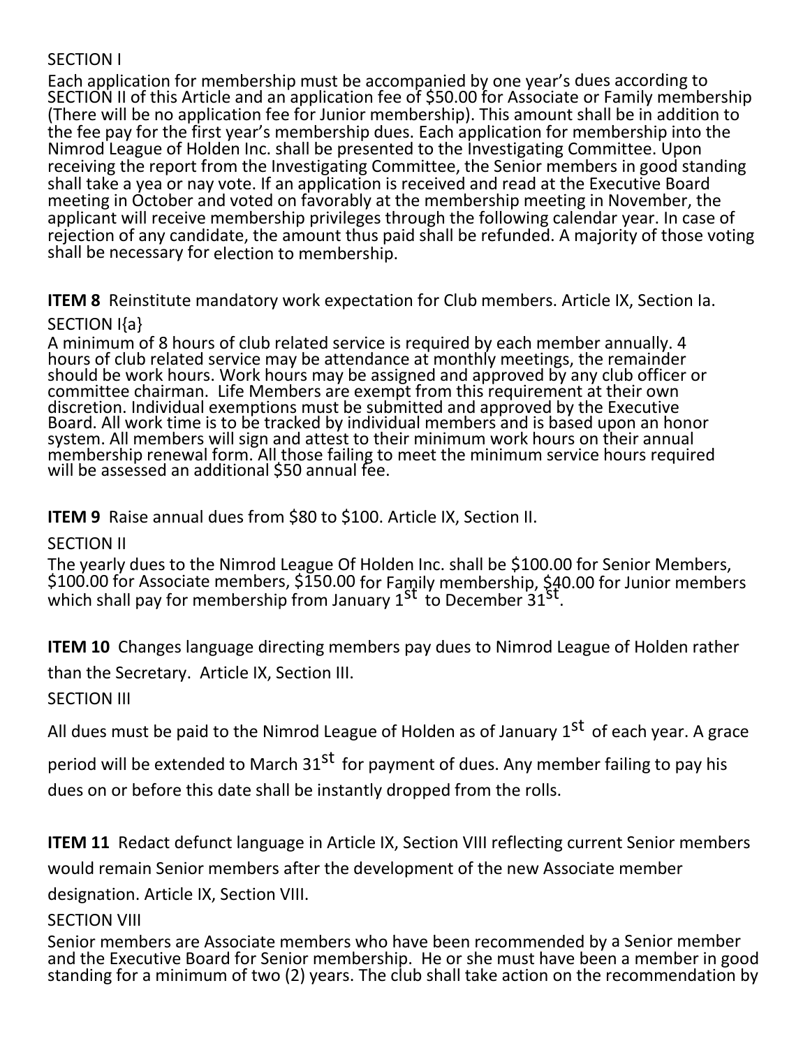SECTION I

Each application for membership must be accompanied by one year's dues according to SECTION II of this Article and an application fee of $50.00 for Associate or Family membership (There will be no application fee for Junior membership). This amount shall be in addition to the fee pay for the first year's membership dues. Each application for membership into the Nimrod League of Holden Inc. shall be presented to the Investigating Committee. Upon receiving the report from the Investigating Committee, the Senior members in good standing shall take a yea or nay vote. If an application is received and read at the Executive Board meeting in October and voted on favorably at the membership meeting in November, the applicant will receive membership privileges through the following calendar year. In case of rejection of any candidate, the amount thus paid shall be refunded. A majority of those voting shall be necessary for election to membership.

**ITEM 8** Reinstitute mandatory work expectation for Club members. Article IX, Section Ia.

SECTION I{a}

A minimum of 8 hours of club related service is required by each member annually. 4 hours of club related service may be attendance at monthly meetings, the remainder should be work hours. Work hours may be assigned and approved by any club officer or committee chairman. Life Members are exempt from this requirement at their own discretion. Individual exemptions must be submitted and approved by the Executive Board. All work time is to be tracked by individual members and is based upon an honor system. All members will sign and attest to their minimum work hours on their annual membership renewal form. All those failing to meet the minimum service hours required will be assessed an additional $50 annual fee.

**ITEM 9** Raise annual dues from $80 to $100. Article IX, Section II.

SECTION II

The yearly dues to the Nimrod League Of Holden Inc. shall be $100.00 for Senior Members, $100.00 for Associate members, $150.00 for Family membership, $40.00 for Junior members which shall pay for membership from January 1st to December 31st.

**ITEM 10** Changes language directing members pay dues to Nimrod League of Holden rather than the Secretary. Article IX, Section III.

SECTION III

All dues must be paid to the Nimrod League of Holden as of January 1st of each year. A grace period will be extended to March 31st for payment of dues. Any member failing to pay his dues on or before this date shall be instantly dropped from the rolls.

**ITEM 11** Redact defunct language in Article IX, Section VIII reflecting current Senior members would remain Senior members after the development of the new Associate member designation. Article IX, Section VIII.

SECTION VIII

Senior members are Associate members who have been recommended by a Senior member and the Executive Board for Senior membership. He or she must have been a member in good standing for a minimum of two (2) years. The club shall take action on the recommendation by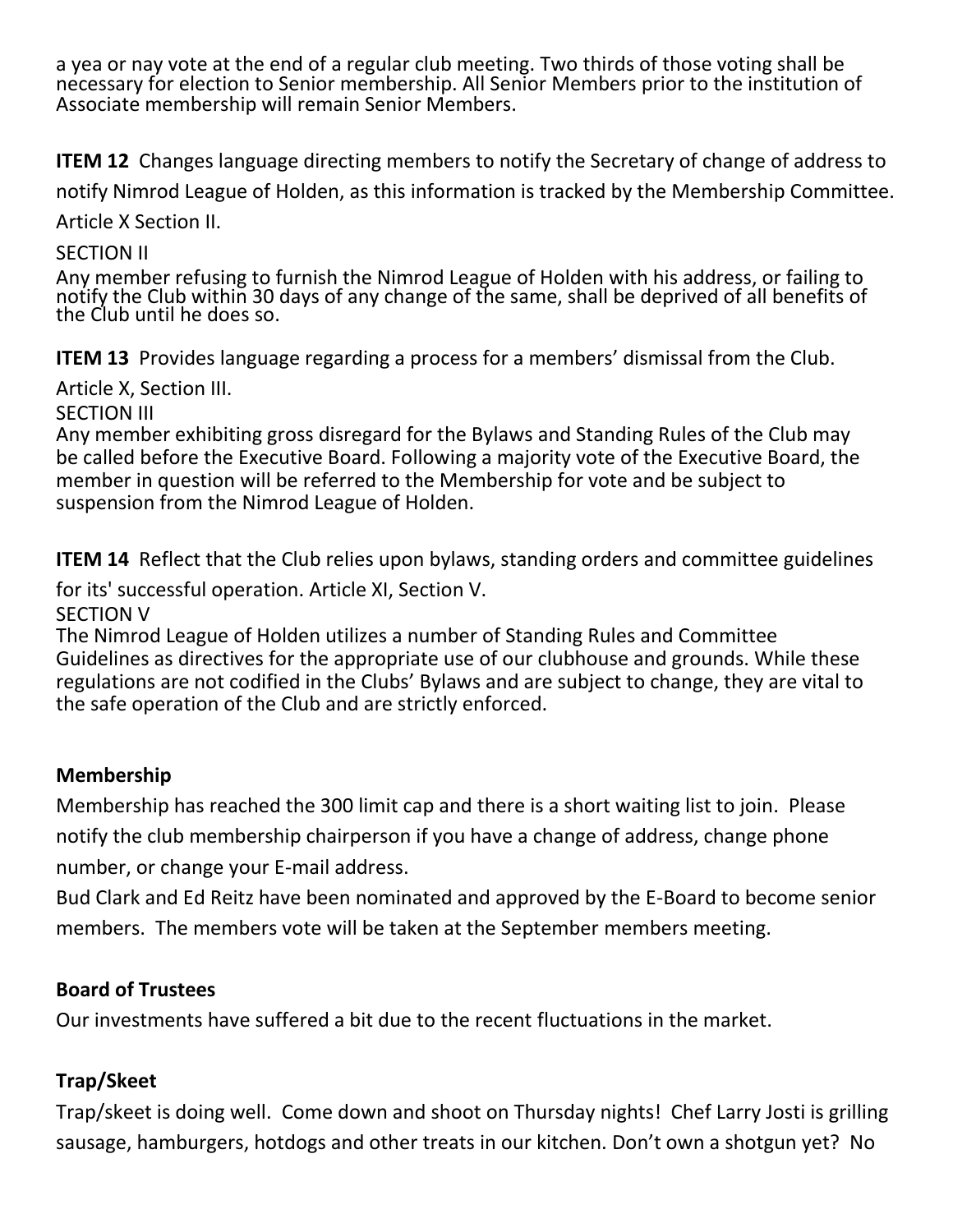a yea or nay vote at the end of a regular club meeting. Two thirds of those voting shall be necessary for election to Senior membership. All Senior Members prior to the institution of Associate membership will remain Senior Members.

**ITEM 12** Changes language directing members to notify the Secretary of change of address to notify Nimrod League of Holden, as this information is tracked by the Membership Committee. Article X Section II.

SECTION II

Any member refusing to furnish the Nimrod League of Holden with his address, or failing to notify the Club within 30 days of any change of the same, shall be deprived of all benefits of the Club until he does so.

**ITEM 13** Provides language regarding a process for a members' dismissal from the Club.

Article X, Section III.

SECTION III

Any member exhibiting gross disregard for the Bylaws and Standing Rules of the Club may be called before the Executive Board. Following a majority vote of the Executive Board, the member in question will be referred to the Membership for vote and be subject to suspension from the Nimrod League of Holden.

**ITEM 14** Reflect that the Club relies upon bylaws, standing orders and committee guidelines for its' successful operation. Article XI, Section V.

SECTION V

The Nimrod League of Holden utilizes a number of Standing Rules and Committee Guidelines as directives for the appropriate use of our clubhouse and grounds. While these regulations are not codified in the Clubs' Bylaws and are subject to change, they are vital to the safe operation of the Club and are strictly enforced.

**Membership**

Membership has reached the 300 limit cap and there is a short waiting list to join. Please notify the club membership chairperson if you have a change of address, change phone number, or change your E-mail address.

Bud Clark and Ed Reitz have been nominated and approved by the E-Board to become senior members. The members vote will be taken at the September members meeting.

**Board of Trustees**

Our investments have suffered a bit due to the recent fluctuations in the market.

**Trap/Skeet**

Trap/skeet is doing well. Come down and shoot on Thursday nights! Chef Larry Josti is grilling sausage, hamburgers, hotdogs and other treats in our kitchen. Don't own a shotgun yet? No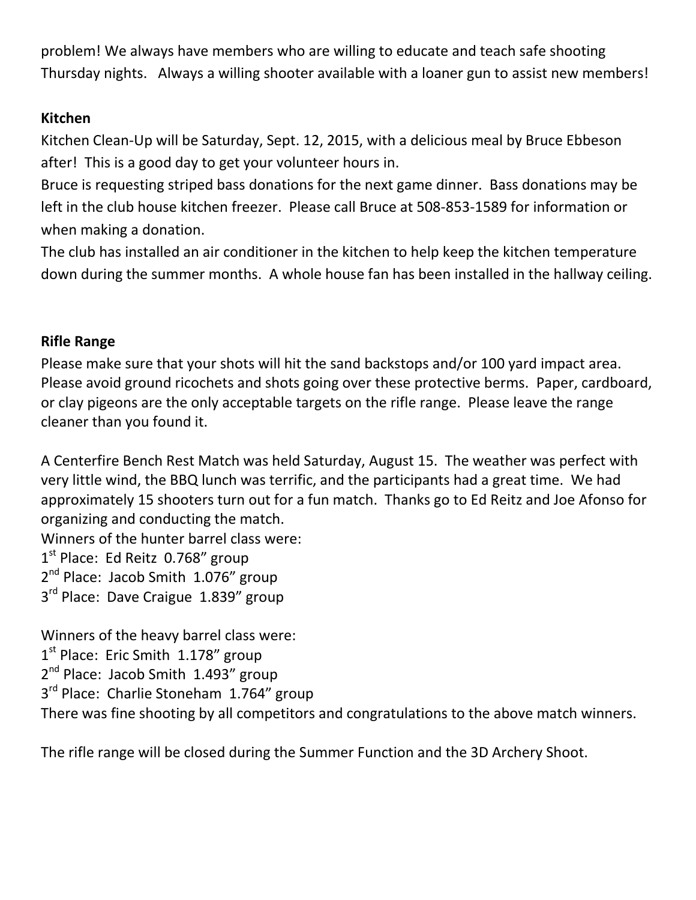problem! We always have members who are willing to educate and teach safe shooting Thursday nights. Always a willing shooter available with a loaner gun to assist new members!

**Kitchen**

Kitchen Clean-Up will be Saturday, Sept. 12, 2015, with a delicious meal by Bruce Ebbeson after! This is a good day to get your volunteer hours in.

Bruce is requesting striped bass donations for the next game dinner. Bass donations may be left in the club house kitchen freezer. Please call Bruce at 508-853-1589 for information or when making a donation.

The club has installed an air conditioner in the kitchen to help keep the kitchen temperature down during the summer months. A whole house fan has been installed in the hallway ceiling.

**Rifle Range**

Please make sure that your shots will hit the sand backstops and/or 100 yard impact area. Please avoid ground ricochets and shots going over these protective berms. Paper, cardboard, or clay pigeons are the only acceptable targets on the rifle range. Please leave the range cleaner than you found it.

A Centerfire Bench Rest Match was held Saturday, August 15. The weather was perfect with very little wind, the BBQ lunch was terrific, and the participants had a great time. We had approximately 15 shooters turn out for a fun match. Thanks go to Ed Reitz and Joe Afonso for organizing and conducting the match.

Winners of the hunter barrel class were:
1st Place: Ed Reitz 0.768" group
2nd Place: Jacob Smith 1.076" group
3rd Place: Dave Craigue 1.839" group

Winners of the heavy barrel class were:
1st Place: Eric Smith 1.178" group
2nd Place: Jacob Smith 1.493" group
3rd Place: Charlie Stoneham 1.764" group

There was fine shooting by all competitors and congratulations to the above match winners.

The rifle range will be closed during the Summer Function and the 3D Archery Shoot.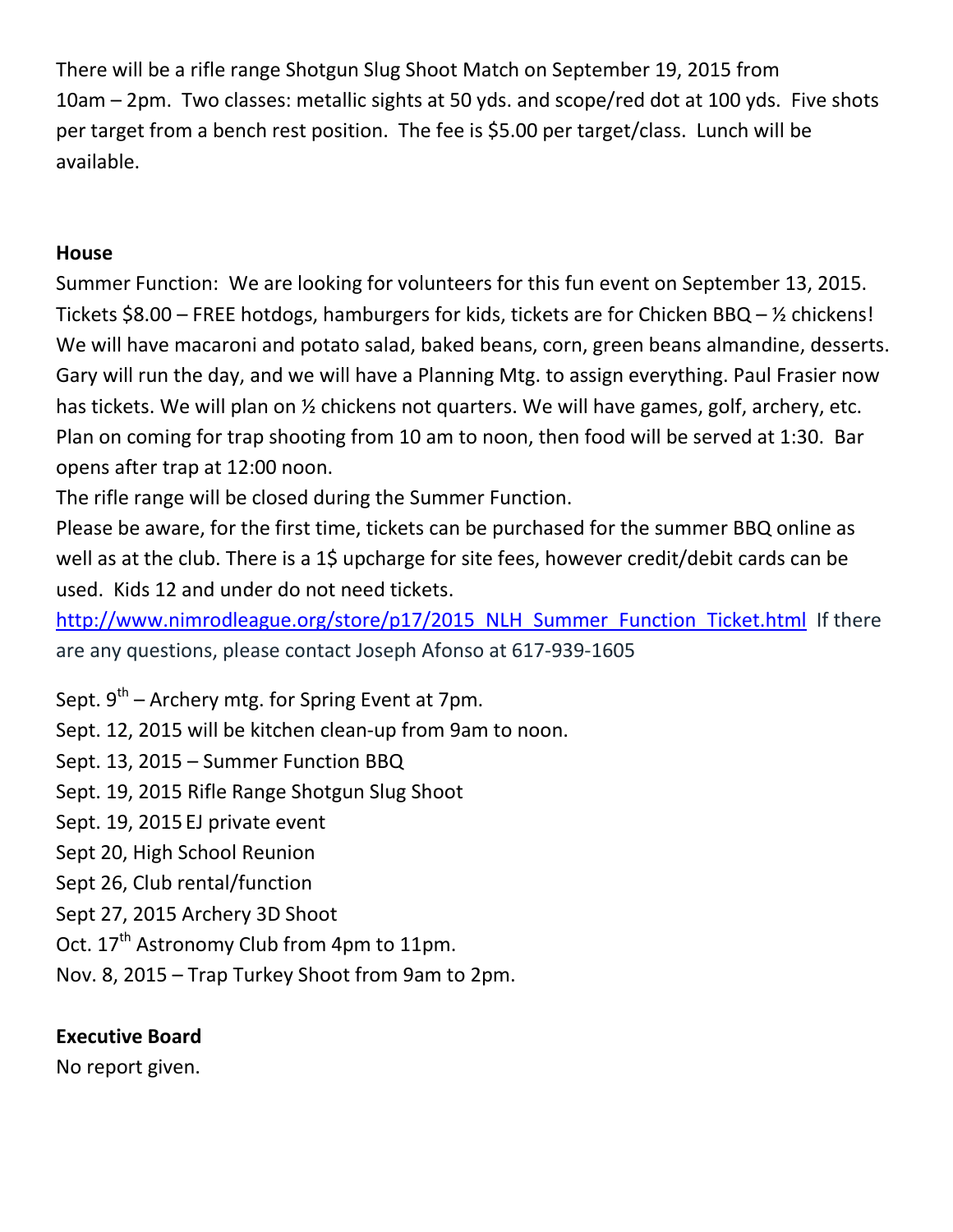There will be a rifle range Shotgun Slug Shoot Match on September 19, 2015 from 10am – 2pm. Two classes: metallic sights at 50 yds. and scope/red dot at 100 yds. Five shots per target from a bench rest position. The fee is $5.00 per target/class. Lunch will be available.

**House**

Summer Function: We are looking for volunteers for this fun event on September 13, 2015. Tickets $8.00 – FREE hotdogs, hamburgers for kids, tickets are for Chicken BBQ – ½ chickens! We will have macaroni and potato salad, baked beans, corn, green beans almandine, desserts. Gary will run the day, and we will have a Planning Mtg. to assign everything. Paul Frasier now has tickets. We will plan on ½ chickens not quarters. We will have games, golf, archery, etc. Plan on coming for trap shooting from 10 am to noon, then food will be served at 1:30. Bar opens after trap at 12:00 noon.

The rifle range will be closed during the Summer Function.

Please be aware, for the first time, tickets can be purchased for the summer BBQ online as well as at the club. There is a 1$ upcharge for site fees, however credit/debit cards can be used. Kids 12 and under do not need tickets.

[http://www.nimrodleague.org/store/p17/2015_NLH_Summer_Function_Ticket.html](http://www.nimrodleague.org/store/p17/2015_NLH_Summer_Function_Ticket.html) If there are any questions, please contact Joseph Afonso at 617-939-1605

Sept. 9th – Archery mtg. for Spring Event at 7pm.
Sept. 12, 2015 will be kitchen clean-up from 9am to noon.
Sept. 13, 2015 – Summer Function BBQ
Sept. 19, 2015 Rifle Range Shotgun Slug Shoot
Sept. 19, 2015 EJ private event
Sept 20, High School Reunion
Sept 26, Club rental/function
Sept 27, 2015 Archery 3D Shoot
Oct. 17th Astronomy Club from 4pm to 11pm.
Nov. 8, 2015 – Trap Turkey Shoot from 9am to 2pm.

**Executive Board**

No report given.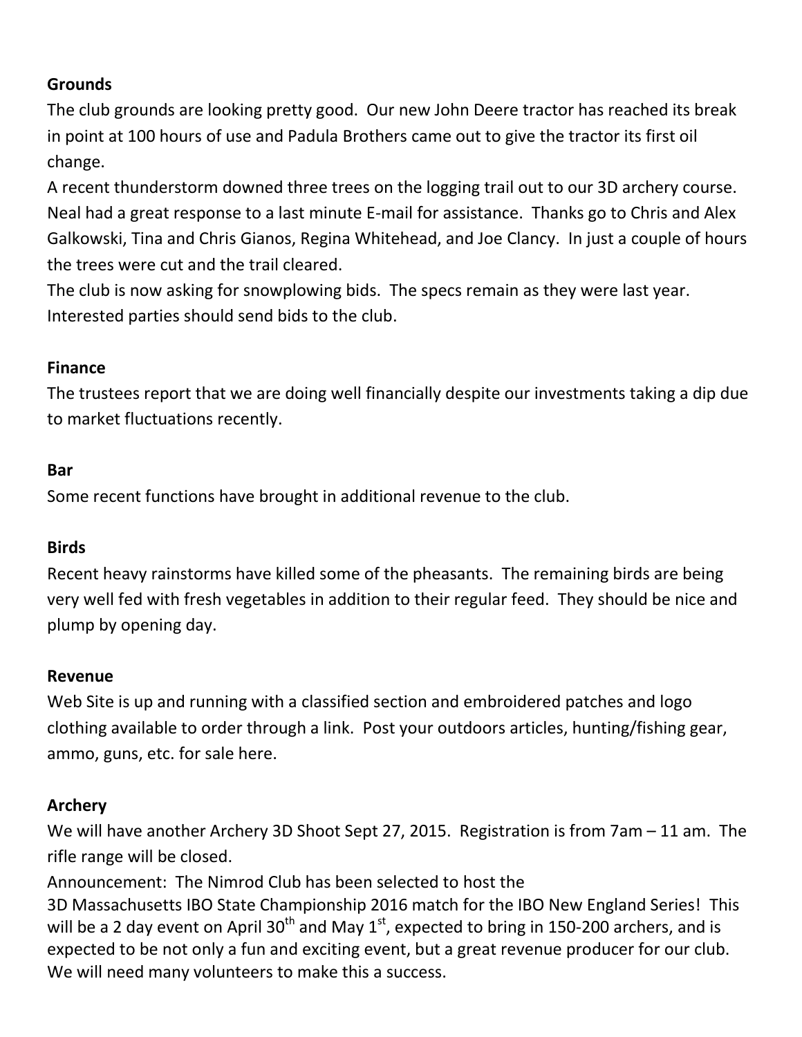**Grounds**

The club grounds are looking pretty good. Our new John Deere tractor has reached its break in point at 100 hours of use and Padula Brothers came out to give the tractor its first oil change.

A recent thunderstorm downed three trees on the logging trail out to our 3D archery course. Neal had a great response to a last minute E-mail for assistance. Thanks go to Chris and Alex Galkowski, Tina and Chris Gianos, Regina Whitehead, and Joe Clancy. In just a couple of hours the trees were cut and the trail cleared.

The club is now asking for snowplowing bids. The specs remain as they were last year. Interested parties should send bids to the club.

**Finance**

The trustees report that we are doing well financially despite our investments taking a dip due to market fluctuations recently.

**Bar**

Some recent functions have brought in additional revenue to the club.

**Birds**

Recent heavy rainstorms have killed some of the pheasants. The remaining birds are being very well fed with fresh vegetables in addition to their regular feed. They should be nice and plump by opening day.

**Revenue**

Web Site is up and running with a classified section and embroidered patches and logo clothing available to order through a link. Post your outdoors articles, hunting/fishing gear, ammo, guns, etc. for sale here.

**Archery**

We will have another Archery 3D Shoot Sept 27, 2015. Registration is from 7am – 11 am. The rifle range will be closed.

Announcement: The Nimrod Club has been selected to host the 3D Massachusetts IBO State Championship 2016 match for the IBO New England Series! This will be a 2 day event on April 30th and May 1st, expected to bring in 150-200 archers, and is expected to be not only a fun and exciting event, but a great revenue producer for our club. We will need many volunteers to make this a success.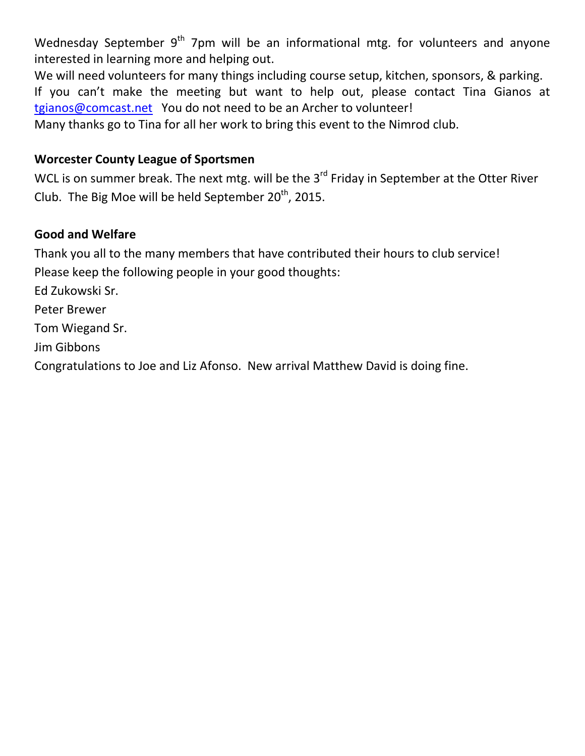Wednesday September 9th 7pm will be an informational mtg. for volunteers and anyone interested in learning more and helping out.

We will need volunteers for many things including course setup, kitchen, sponsors, & parking.

If you can't make the meeting but want to help out, please contact Tina Gianos at tgianos@comcast.net  You do not need to be an Archer to volunteer!

Many thanks go to Tina for all her work to bring this event to the Nimrod club.

**Worcester County League of Sportsmen**

WCL is on summer break. The next mtg. will be the 3rd Friday in September at the Otter River Club. The Big Moe will be held September 20th, 2015.

**Good and Welfare**

Thank you all to the many members that have contributed their hours to club service!

Please keep the following people in your good thoughts:

Ed Zukowski Sr.

Peter Brewer

Tom Wiegand Sr.

Jim Gibbons

Congratulations to Joe and Liz Afonso. New arrival Matthew David is doing fine.